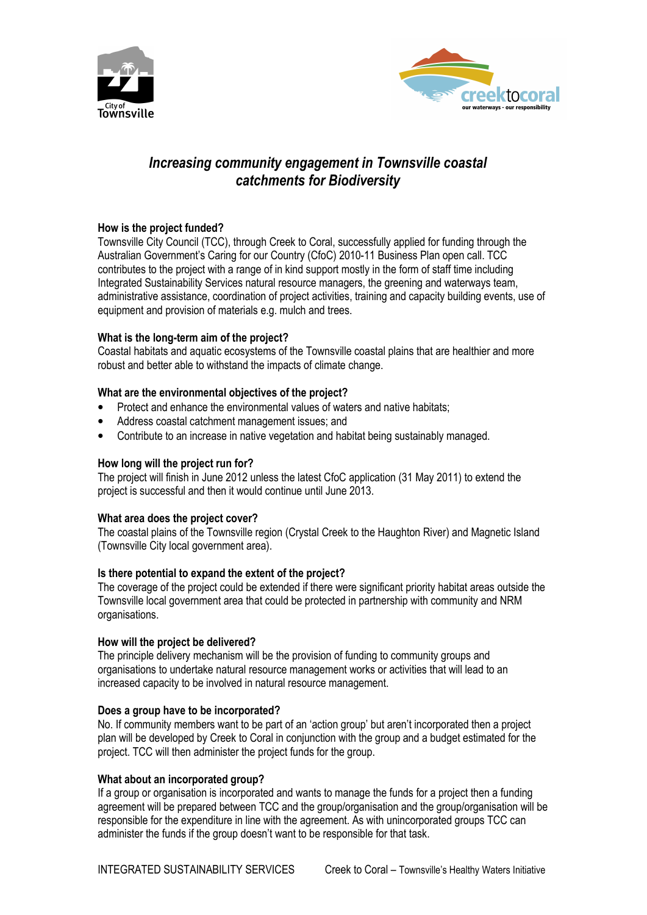# *Increasing community engagement in Townsville coastal catchments for Biodiversity*

**How is the project funded?**
Townsville City Council (TCC), through Creek to Coral, successfully applied for funding through the Australian Government's Caring for our Country (CfoC) 2010-11 Business Plan open call. TCC contributes to the project with a range of in kind support mostly in the form of staff time including Integrated Sustainability Services natural resource managers, the greening and waterways team, administrative assistance, coordination of project activities, training and capacity building events, use of equipment and provision of materials e.g. mulch and trees.

**What is the long-term aim of the project?**
Coastal habitats and aquatic ecosystems of the Townsville coastal plains that are healthier and more robust and better able to withstand the impacts of climate change.

**What are the environmental objectives of the project?**

- Protect and enhance the environmental values of waters and native habitats;
- Address coastal catchment management issues; and
- Contribute to an increase in native vegetation and habitat being sustainably managed.

**How long will the project run for?**
The project will finish in June 2012 unless the latest CfoC application (31 May 2011) to extend the project is successful and then it would continue until June 2013.

**What area does the project cover?**
The coastal plains of the Townsville region (Crystal Creek to the Haughton River) and Magnetic Island (Townsville City local government area).

**Is there potential to expand the extent of the project?**
The coverage of the project could be extended if there were significant priority habitat areas outside the Townsville local government area that could be protected in partnership with community and NRM organisations.

**How will the project be delivered?**
The principle delivery mechanism will be the provision of funding to community groups and organisations to undertake natural resource management works or activities that will lead to an increased capacity to be involved in natural resource management.

**Does a group have to be incorporated?**
No. If community members want to be part of an 'action group' but aren't incorporated then a project plan will be developed by Creek to Coral in conjunction with the group and a budget estimated for the project. TCC will then administer the project funds for the group.

**What about an incorporated group?**
If a group or organisation is incorporated and wants to manage the funds for a project then a funding agreement will be prepared between TCC and the group/organisation and the group/organisation will be responsible for the expenditure in line with the agreement. As with unincorporated groups TCC can administer the funds if the group doesn't want to be responsible for that task.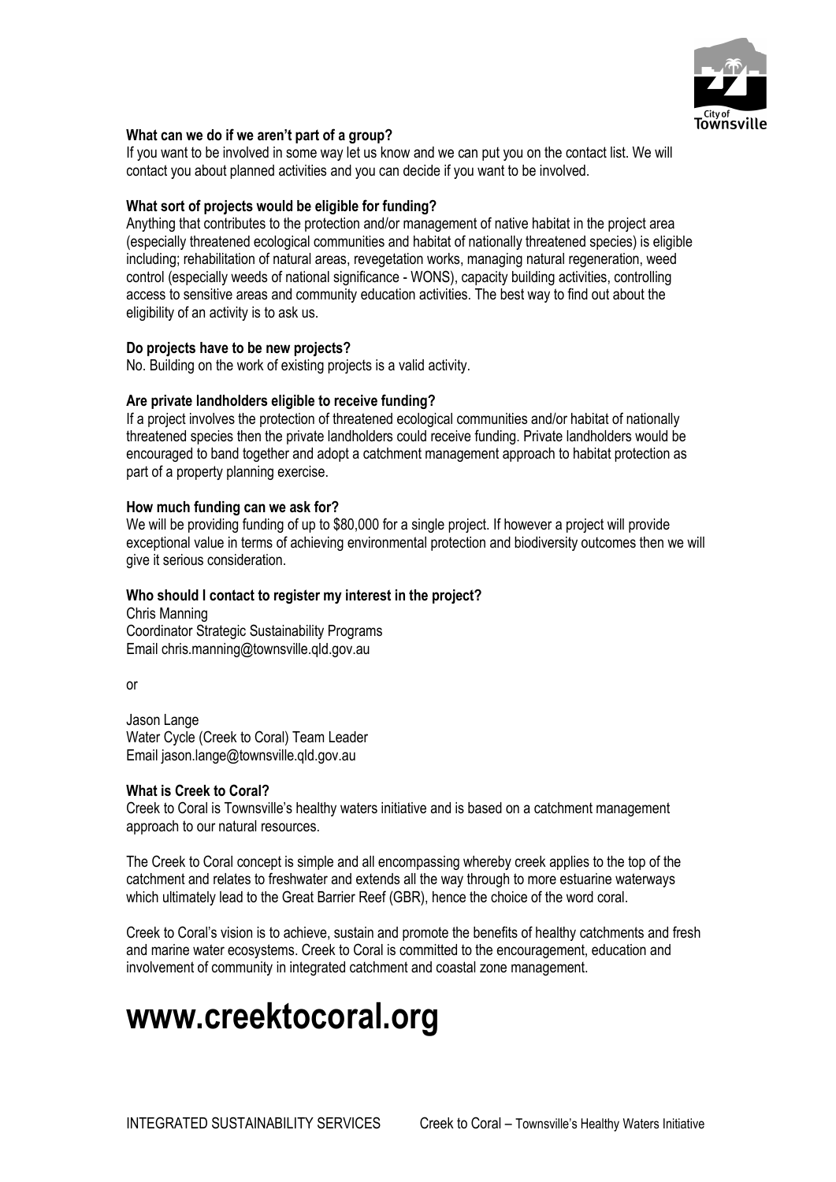**What can we do if we aren't part of a group?**

If you want to be involved in some way let us know and we can put you on the contact list. We will contact you about planned activities and you can decide if you want to be involved.

**What sort of projects would be eligible for funding?**

Anything that contributes to the protection and/or management of native habitat in the project area (especially threatened ecological communities and habitat of nationally threatened species) is eligible including; rehabilitation of natural areas, revegetation works, managing natural regeneration, weed control (especially weeds of national significance - WONS), capacity building activities, controlling access to sensitive areas and community education activities. The best way to find out about the eligibility of an activity is to ask us.

**Do projects have to be new projects?**

No. Building on the work of existing projects is a valid activity.

**Are private landholders eligible to receive funding?**

If a project involves the protection of threatened ecological communities and/or habitat of nationally threatened species then the private landholders could receive funding. Private landholders would be encouraged to band together and adopt a catchment management approach to habitat protection as part of a property planning exercise.

**How much funding can we ask for?**

We will be providing funding of up to $80,000 for a single project. If however a project will provide exceptional value in terms of achieving environmental protection and biodiversity outcomes then we will give it serious consideration.

**Who should I contact to register my interest in the project?**

Chris Manning
Coordinator Strategic Sustainability Programs
Email chris.manning@townsville.qld.gov.au

or

Jason Lange
Water Cycle (Creek to Coral) Team Leader
Email jason.lange@townsville.qld.gov.au

**What is Creek to Coral?**

Creek to Coral is Townsville's healthy waters initiative and is based on a catchment management approach to our natural resources.

The Creek to Coral concept is simple and all encompassing whereby creek applies to the top of the catchment and relates to freshwater and extends all the way through to more estuarine waterways which ultimately lead to the Great Barrier Reef (GBR), hence the choice of the word coral.

Creek to Coral's vision is to achieve, sustain and promote the benefits of healthy catchments and fresh and marine water ecosystems. Creek to Coral is committed to the encouragement, education and involvement of community in integrated catchment and coastal zone management.

# www.creektocoral.org